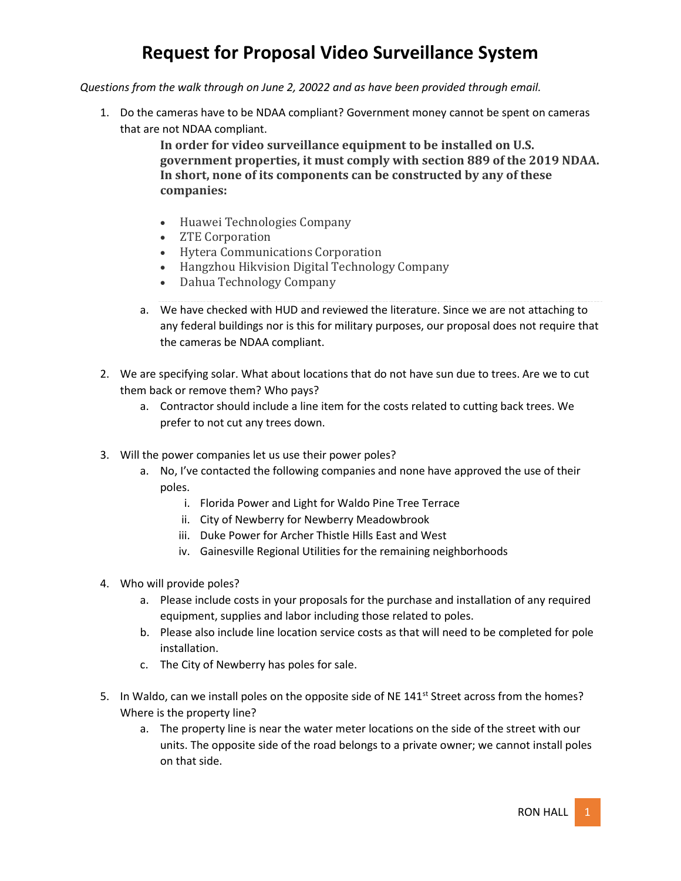# Request for Proposal Video Surveillance System

*Questions from the walk through on June 2, 20022 and as have been provided through email.*

1. Do the cameras have to be NDAA compliant? Government money cannot be spent on cameras that are not NDAA compliant.

   **In order for video surveillance equipment to be installed on U.S. government properties, it must comply with section 889 of the 2019 NDAA. In short, none of its components can be constructed by any of these companies:**

   - Huawei Technologies Company
   - ZTE Corporation
   - Hytera Communications Corporation
   - Hangzhou Hikvision Digital Technology Company
   - Dahua Technology Company

   a. We have checked with HUD and reviewed the literature. Since we are not attaching to any federal buildings nor is this for military purposes, our proposal does not require that the cameras be NDAA compliant.

2. We are specifying solar. What about locations that do not have sun due to trees. Are we to cut them back or remove them? Who pays?
   a. Contractor should include a line item for the costs related to cutting back trees. We prefer to not cut any trees down.

3. Will the power companies let us use their power poles?
   a. No, I've contacted the following companies and none have approved the use of their poles.
      i. Florida Power and Light for Waldo Pine Tree Terrace
      ii. City of Newberry for Newberry Meadowbrook
      iii. Duke Power for Archer Thistle Hills East and West
      iv. Gainesville Regional Utilities for the remaining neighborhoods

4. Who will provide poles?
   a. Please include costs in your proposals for the purchase and installation of any required equipment, supplies and labor including those related to poles.
   b. Please also include line location service costs as that will need to be completed for pole installation.
   c. The City of Newberry has poles for sale.

5. In Waldo, can we install poles on the opposite side of NE 141st Street across from the homes? Where is the property line?
   a. The property line is near the water meter locations on the side of the street with our units. The opposite side of the road belongs to a private owner; we cannot install poles on that side.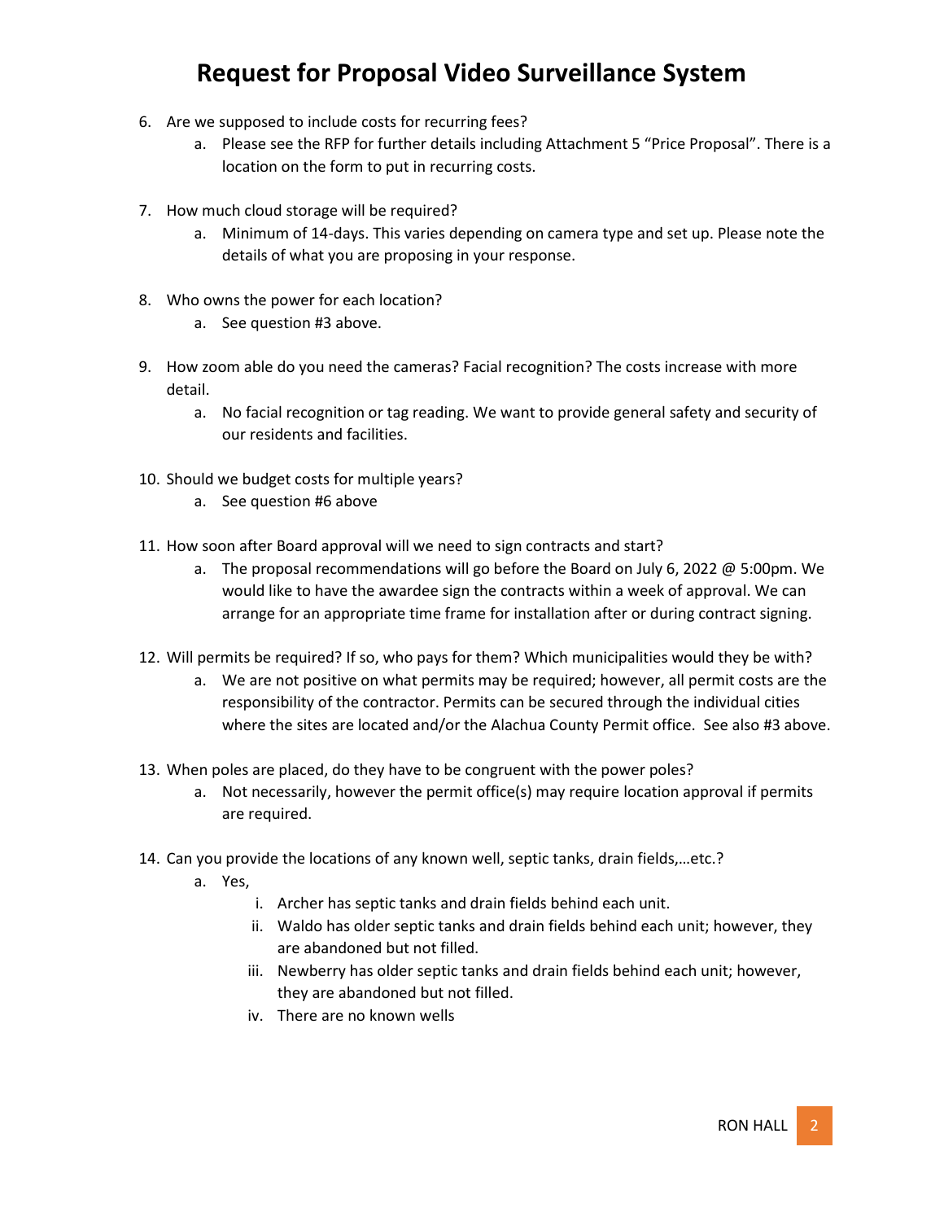# Request for Proposal Video Surveillance System

6. Are we supposed to include costs for recurring fees?
    a. Please see the RFP for further details including Attachment 5 "Price Proposal". There is a location on the form to put in recurring costs.

7. How much cloud storage will be required?
    a. Minimum of 14-days. This varies depending on camera type and set up. Please note the details of what you are proposing in your response.

8. Who owns the power for each location?
    a. See question #3 above.

9. How zoom able do you need the cameras? Facial recognition? The costs increase with more detail.
    a. No facial recognition or tag reading. We want to provide general safety and security of our residents and facilities.

10. Should we budget costs for multiple years?
    a. See question #6 above

11. How soon after Board approval will we need to sign contracts and start?
    a. The proposal recommendations will go before the Board on July 6, 2022 @ 5:00pm. We would like to have the awardee sign the contracts within a week of approval. We can arrange for an appropriate time frame for installation after or during contract signing.

12. Will permits be required? If so, who pays for them? Which municipalities would they be with?
    a. We are not positive on what permits may be required; however, all permit costs are the responsibility of the contractor. Permits can be secured through the individual cities where the sites are located and/or the Alachua County Permit office. See also #3 above.

13. When poles are placed, do they have to be congruent with the power poles?
    a. Not necessarily, however the permit office(s) may require location approval if permits are required.

14. Can you provide the locations of any known well, septic tanks, drain fields,…etc.?
    a. Yes,
        i. Archer has septic tanks and drain fields behind each unit.
        ii. Waldo has older septic tanks and drain fields behind each unit; however, they are abandoned but not filled.
        iii. Newberry has older septic tanks and drain fields behind each unit; however, they are abandoned but not filled.
        iv. There are no known wells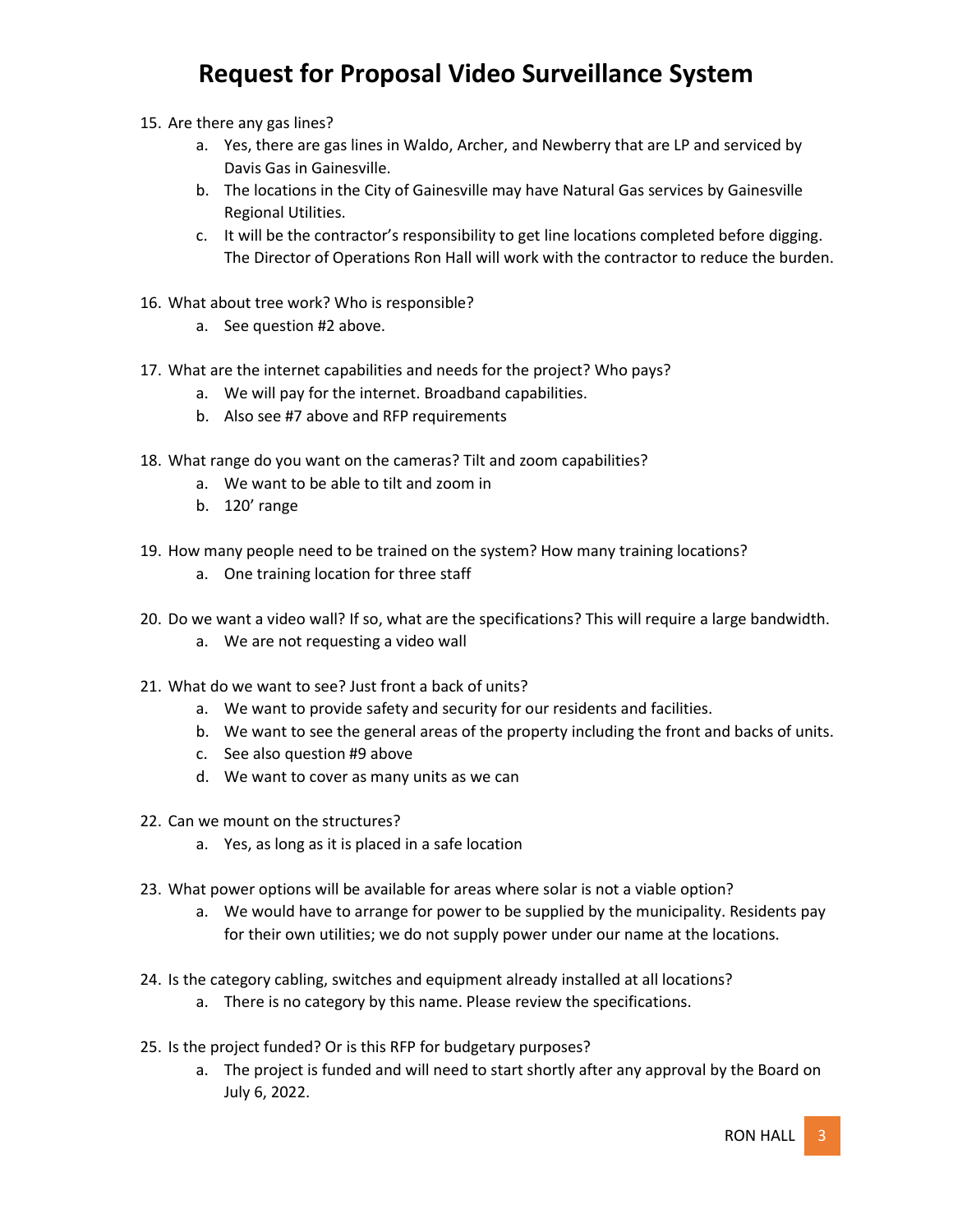# Request for Proposal Video Surveillance System

15. Are there any gas lines?
    a. Yes, there are gas lines in Waldo, Archer, and Newberry that are LP and serviced by Davis Gas in Gainesville.
    b. The locations in the City of Gainesville may have Natural Gas services by Gainesville Regional Utilities.
    c. It will be the contractor's responsibility to get line locations completed before digging. The Director of Operations Ron Hall will work with the contractor to reduce the burden.

16. What about tree work? Who is responsible?
    a. See question #2 above.

17. What are the internet capabilities and needs for the project? Who pays?
    a. We will pay for the internet. Broadband capabilities.
    b. Also see #7 above and RFP requirements

18. What range do you want on the cameras? Tilt and zoom capabilities?
    a. We want to be able to tilt and zoom in
    b. 120' range

19. How many people need to be trained on the system? How many training locations?
    a. One training location for three staff

20. Do we want a video wall? If so, what are the specifications? This will require a large bandwidth.
    a. We are not requesting a video wall

21. What do we want to see? Just front a back of units?
    a. We want to provide safety and security for our residents and facilities.
    b. We want to see the general areas of the property including the front and backs of units.
    c. See also question #9 above
    d. We want to cover as many units as we can

22. Can we mount on the structures?
    a. Yes, as long as it is placed in a safe location

23. What power options will be available for areas where solar is not a viable option?
    a. We would have to arrange for power to be supplied by the municipality. Residents pay for their own utilities; we do not supply power under our name at the locations.

24. Is the category cabling, switches and equipment already installed at all locations?
    a. There is no category by this name. Please review the specifications.

25. Is the project funded? Or is this RFP for budgetary purposes?
    a. The project is funded and will need to start shortly after any approval by the Board on July 6, 2022.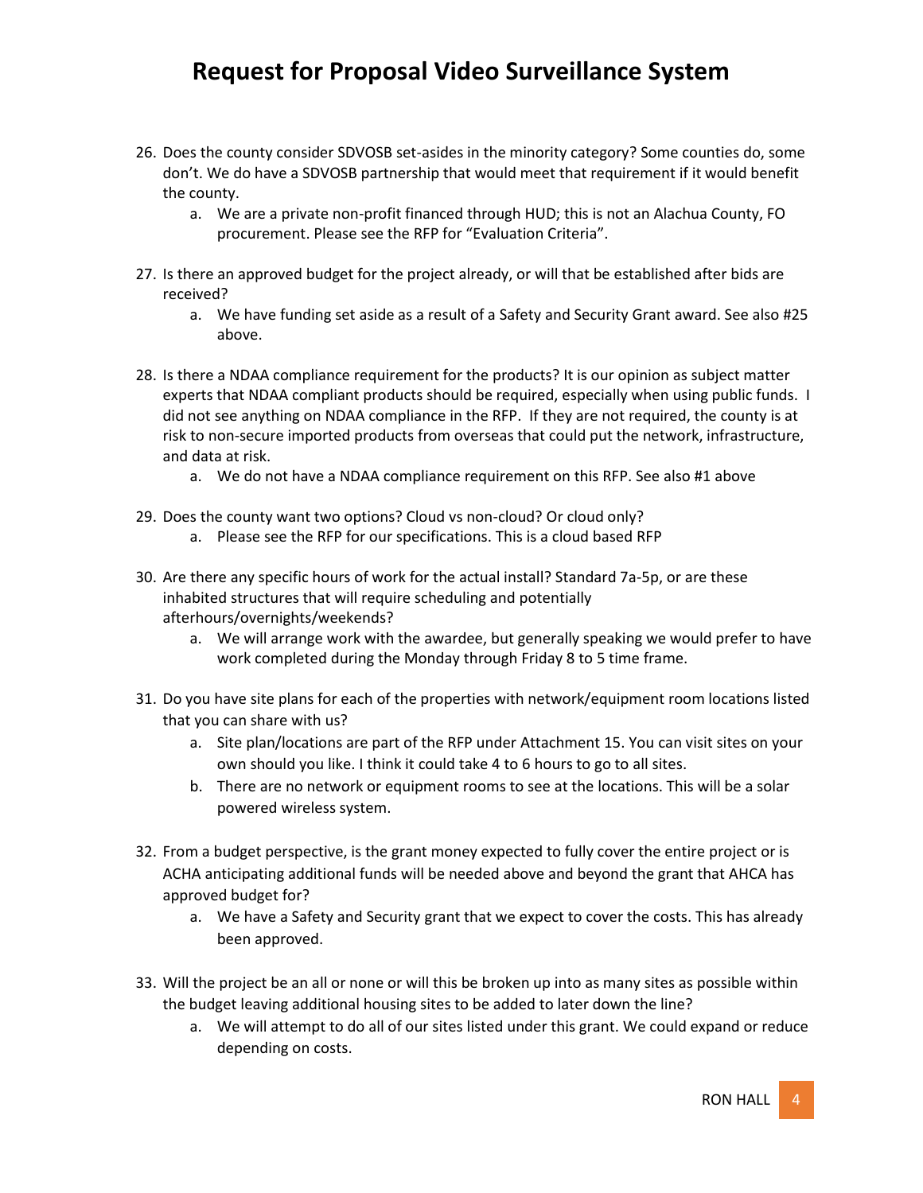# Request for Proposal Video Surveillance System

26. Does the county consider SDVOSB set-asides in the minority category? Some counties do, some don't. We do have a SDVOSB partnership that would meet that requirement if it would benefit the county.
    a. We are a private non-profit financed through HUD; this is not an Alachua County, FO procurement. Please see the RFP for "Evaluation Criteria".

27. Is there an approved budget for the project already, or will that be established after bids are received?
    a. We have funding set aside as a result of a Safety and Security Grant award. See also #25 above.

28. Is there a NDAA compliance requirement for the products? It is our opinion as subject matter experts that NDAA compliant products should be required, especially when using public funds. I did not see anything on NDAA compliance in the RFP. If they are not required, the county is at risk to non-secure imported products from overseas that could put the network, infrastructure, and data at risk.
    a. We do not have a NDAA compliance requirement on this RFP. See also #1 above

29. Does the county want two options? Cloud vs non-cloud? Or cloud only?
    a. Please see the RFP for our specifications. This is a cloud based RFP

30. Are there any specific hours of work for the actual install? Standard 7a-5p, or are these inhabited structures that will require scheduling and potentially afterhours/overnights/weekends?
    a. We will arrange work with the awardee, but generally speaking we would prefer to have work completed during the Monday through Friday 8 to 5 time frame.

31. Do you have site plans for each of the properties with network/equipment room locations listed that you can share with us?
    a. Site plan/locations are part of the RFP under Attachment 15. You can visit sites on your own should you like. I think it could take 4 to 6 hours to go to all sites.
    b. There are no network or equipment rooms to see at the locations. This will be a solar powered wireless system.

32. From a budget perspective, is the grant money expected to fully cover the entire project or is ACHA anticipating additional funds will be needed above and beyond the grant that AHCA has approved budget for?
    a. We have a Safety and Security grant that we expect to cover the costs. This has already been approved.

33. Will the project be an all or none or will this be broken up into as many sites as possible within the budget leaving additional housing sites to be added to later down the line?
    a. We will attempt to do all of our sites listed under this grant. We could expand or reduce depending on costs.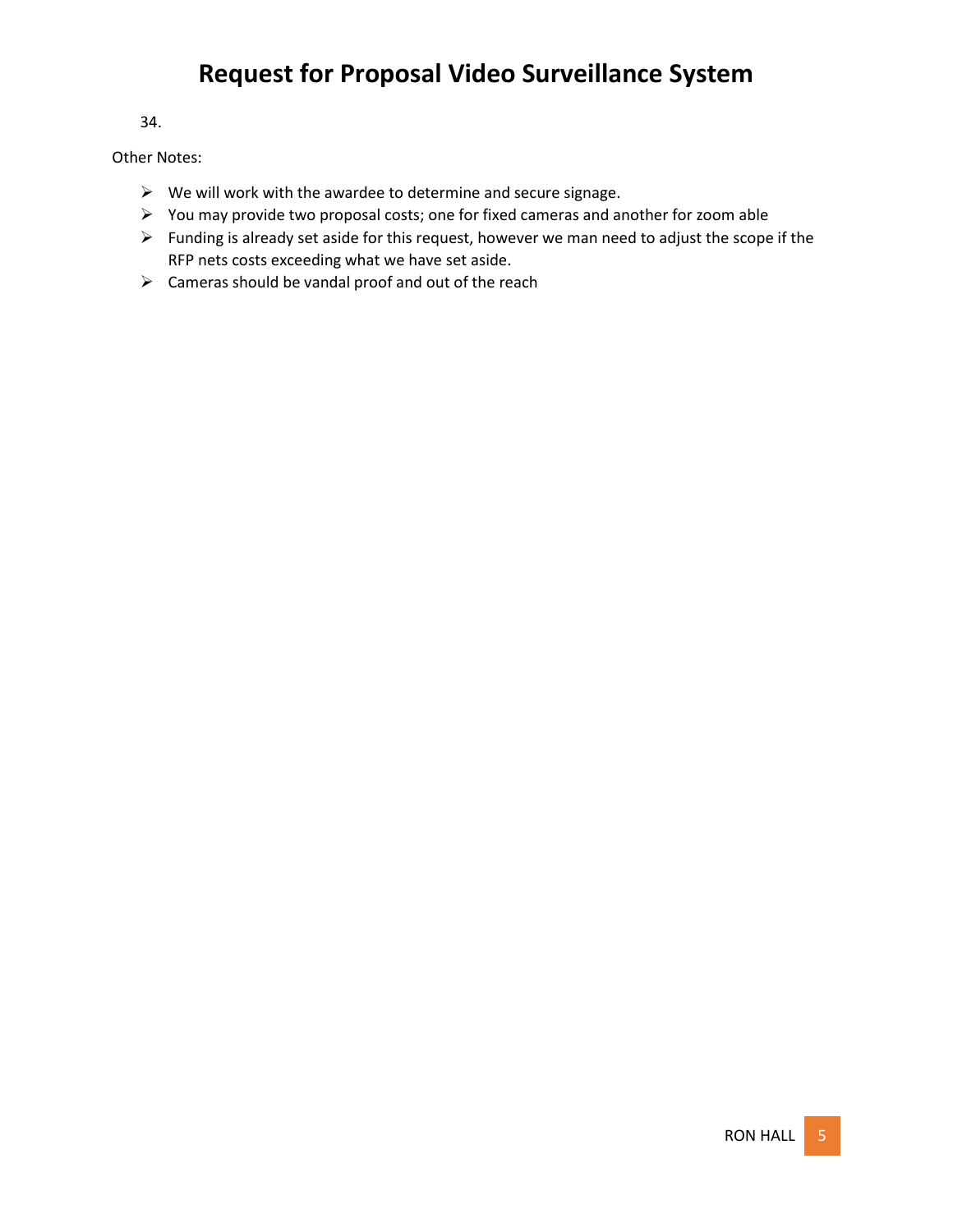34.

Other Notes:

- We will work with the awardee to determine and secure signage.
- You may provide two proposal costs; one for fixed cameras and another for zoom able
- Funding is already set aside for this request, however we man need to adjust the scope if the RFP nets costs exceeding what we have set aside.
- Cameras should be vandal proof and out of the reach